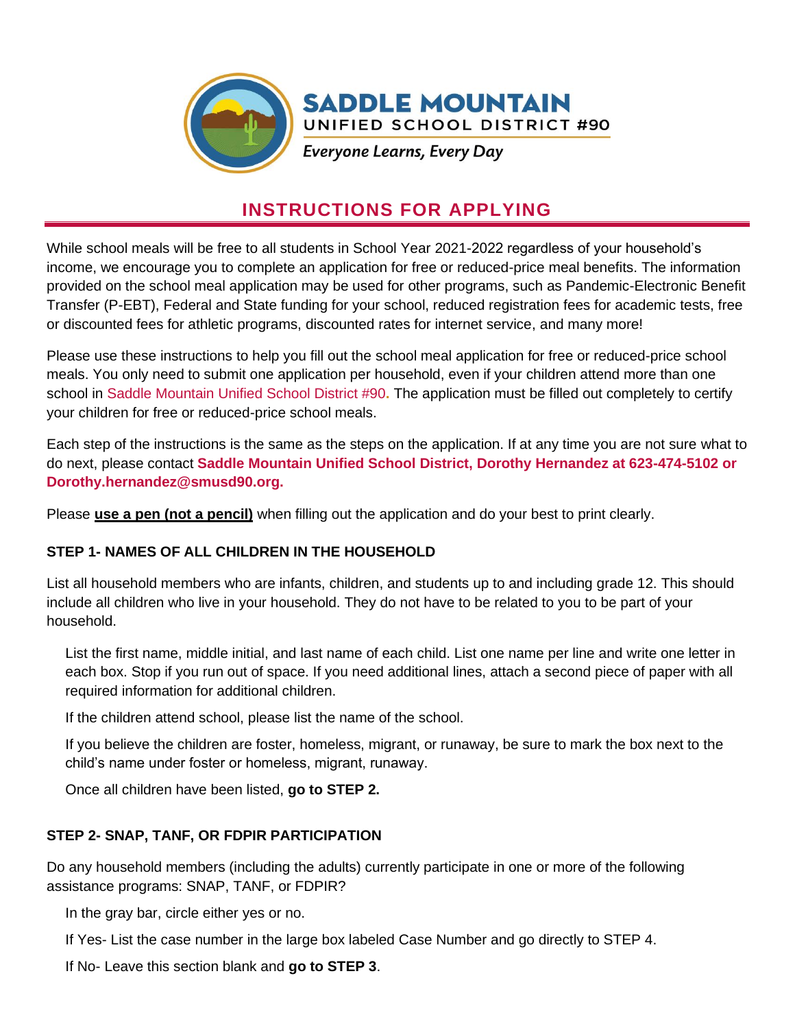**SADDLE MOUNTAIN**
UNIFIED SCHOOL DISTRICT #90
*Everyone Learns, Every Day*

# INSTRUCTIONS FOR APPLYING

While school meals will be free to all students in School Year 2021-2022 regardless of your household's income, we encourage you to complete an application for free or reduced-price meal benefits. The information provided on the school meal application may be used for other programs, such as Pandemic-Electronic Benefit Transfer (P-EBT), Federal and State funding for your school, reduced registration fees for academic tests, free or discounted fees for athletic programs, discounted rates for internet service, and many more!

Please use these instructions to help you fill out the school meal application for free or reduced-price school meals. You only need to submit one application per household, even if your children attend more than one school in Saddle Mountain Unified School District #90. The application must be filled out completely to certify your children for free or reduced-price school meals.

Each step of the instructions is the same as the steps on the application. If at any time you are not sure what to do next, please contact **Saddle Mountain Unified School District, Dorothy Hernandez at 623-474-5102 or Dorothy.hernandez@smusd90.org.**

Please **use a pen (not a pencil)** when filling out the application and do your best to print clearly.

## STEP 1- NAMES OF ALL CHILDREN IN THE HOUSEHOLD

List all household members who are infants, children, and students up to and including grade 12. This should include all children who live in your household. They do not have to be related to you to be part of your household.

List the first name, middle initial, and last name of each child. List one name per line and write one letter in each box. Stop if you run out of space. If you need additional lines, attach a second piece of paper with all required information for additional children.

If the children attend school, please list the name of the school.

If you believe the children are foster, homeless, migrant, or runaway, be sure to mark the box next to the child's name under foster or homeless, migrant, runaway.

Once all children have been listed, **go to STEP 2.**

## STEP 2- SNAP, TANF, OR FDPIR PARTICIPATION

Do any household members (including the adults) currently participate in one or more of the following assistance programs: SNAP, TANF, or FDPIR?

In the gray bar, circle either yes or no.

If Yes- List the case number in the large box labeled Case Number and go directly to STEP 4.

If No- Leave this section blank and **go to STEP 3**.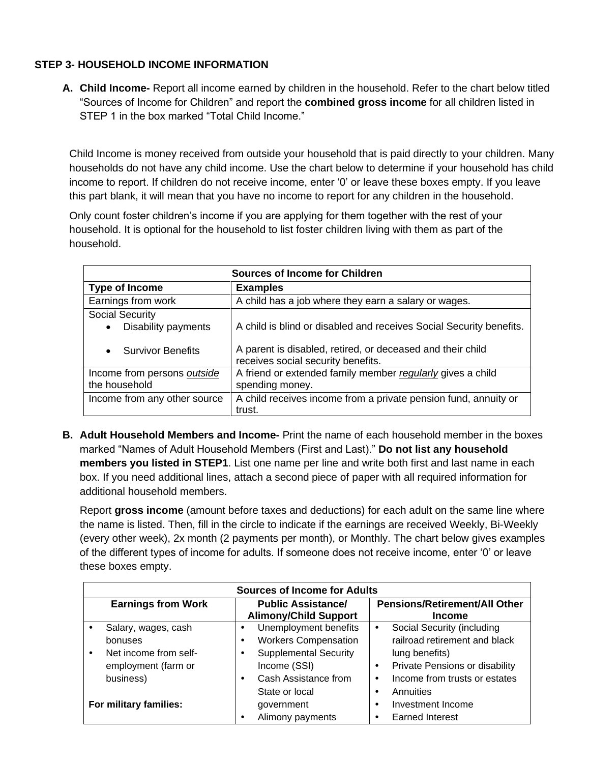### STEP 3- HOUSEHOLD INCOME INFORMATION

**A. Child Income-** Report all income earned by children in the household. Refer to the chart below titled "Sources of Income for Children" and report the **combined gross income** for all children listed in STEP 1 in the box marked "Total Child Income."

Child Income is money received from outside your household that is paid directly to your children. Many households do not have any child income. Use the chart below to determine if your household has child income to report. If children do not receive income, enter '0' or leave these boxes empty. If you leave this part blank, it will mean that you have no income to report for any children in the household.

Only count foster children's income if you are applying for them together with the rest of your household. It is optional for the household to list foster children living with them as part of the household.

| Sources of Income for Children | |
|---|---|
| **Type of Income** | **Examples** |
| Earnings from work | A child has a job where they earn a salary or wages. |
| Social Security<br>• Disability payments<br>• Survivor Benefits | <br>A child is blind or disabled and receives Social Security benefits.<br>A parent is disabled, retired, or deceased and their child receives social security benefits. |
| Income from persons *outside* the household | A friend or extended family member *regularly* gives a child spending money. |
| Income from any other source | A child receives income from a private pension fund, annuity or trust. |

**B. Adult Household Members and Income-** Print the name of each household member in the boxes marked "Names of Adult Household Members (First and Last)." **Do not list any household members you listed in STEP1**. List one name per line and write both first and last name in each box. If you need additional lines, attach a second piece of paper with all required information for additional household members.

Report **gross income** (amount before taxes and deductions) for each adult on the same line where the name is listed. Then, fill in the circle to indicate if the earnings are received Weekly, Bi-Weekly (every other week), 2x month (2 payments per month), or Monthly. The chart below gives examples of the different types of income for adults. If someone does not receive income, enter '0' or leave these boxes empty.

| Sources of Income for Adults | | |
|---|---|---|
| **Earnings from Work** | **Public Assistance/ Alimony/Child Support** | **Pensions/Retirement/All Other Income** |
| • Salary, wages, cash bonuses<br>• Net income from self-employment (farm or business)<br><br>**For military families:** | • Unemployment benefits<br>• Workers Compensation<br>• Supplemental Security Income (SSI)<br>• Cash Assistance from State or local government<br>• Alimony payments | • Social Security (including railroad retirement and black lung benefits)<br>• Private Pensions or disability<br>• Income from trusts or estates<br>• Annuities<br>• Investment Income<br>• Earned Interest |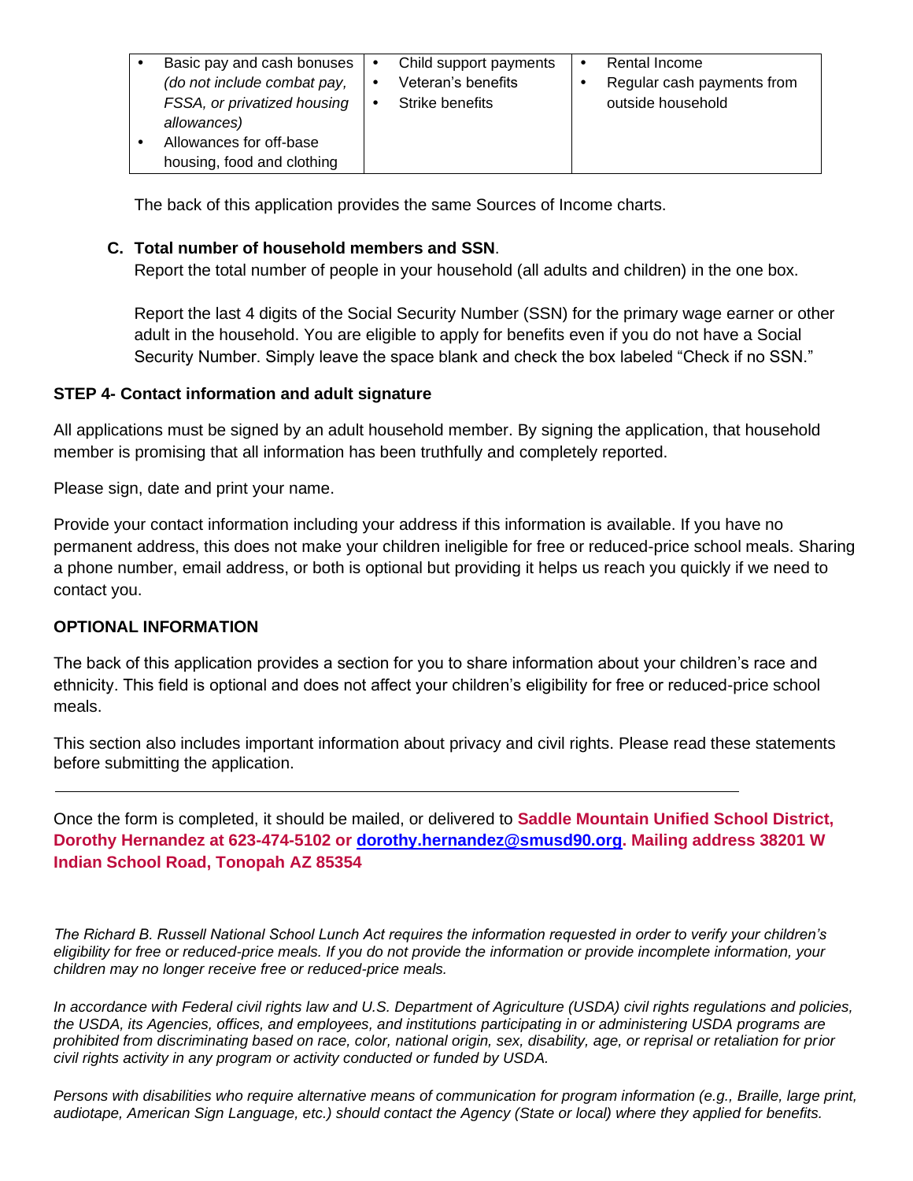| | | |
|---|---|---|
| • Basic pay and cash bonuses *(do not include combat pay, FSSA, or privatized housing allowances)*<br>• Allowances for off-base housing, food and clothing | • Child support payments<br>• Veteran's benefits<br>• Strike benefits | • Rental Income<br>• Regular cash payments from outside household |

The back of this application provides the same Sources of Income charts.

**C. Total number of household members and SSN**.

Report the total number of people in your household (all adults and children) in the one box.

Report the last 4 digits of the Social Security Number (SSN) for the primary wage earner or other adult in the household. You are eligible to apply for benefits even if you do not have a Social Security Number. Simply leave the space blank and check the box labeled "Check if no SSN."

**STEP 4- Contact information and adult signature**

All applications must be signed by an adult household member. By signing the application, that household member is promising that all information has been truthfully and completely reported.

Please sign, date and print your name.

Provide your contact information including your address if this information is available. If you have no permanent address, this does not make your children ineligible for free or reduced-price school meals. Sharing a phone number, email address, or both is optional but providing it helps us reach you quickly if we need to contact you.

**OPTIONAL INFORMATION**

The back of this application provides a section for you to share information about your children's race and ethnicity. This field is optional and does not affect your children's eligibility for free or reduced-price school meals.

This section also includes important information about privacy and civil rights. Please read these statements before submitting the application.

---

Once the form is completed, it should be mailed, or delivered to **Saddle Mountain Unified School District, Dorothy Hernandez at 623-474-5102 or [dorothy.hernandez@smusd90.org](mailto:dorothy.hernandez@smusd90.org). Mailing address 38201 W Indian School Road, Tonopah AZ 85354**

*The Richard B. Russell National School Lunch Act requires the information requested in order to verify your children's eligibility for free or reduced-price meals. If you do not provide the information or provide incomplete information, your children may no longer receive free or reduced-price meals.*

*In accordance with Federal civil rights law and U.S. Department of Agriculture (USDA) civil rights regulations and policies, the USDA, its Agencies, offices, and employees, and institutions participating in or administering USDA programs are prohibited from discriminating based on race, color, national origin, sex, disability, age, or reprisal or retaliation for prior civil rights activity in any program or activity conducted or funded by USDA.*

*Persons with disabilities who require alternative means of communication for program information (e.g., Braille, large print, audiotape, American Sign Language, etc.) should contact the Agency (State or local) where they applied for benefits.*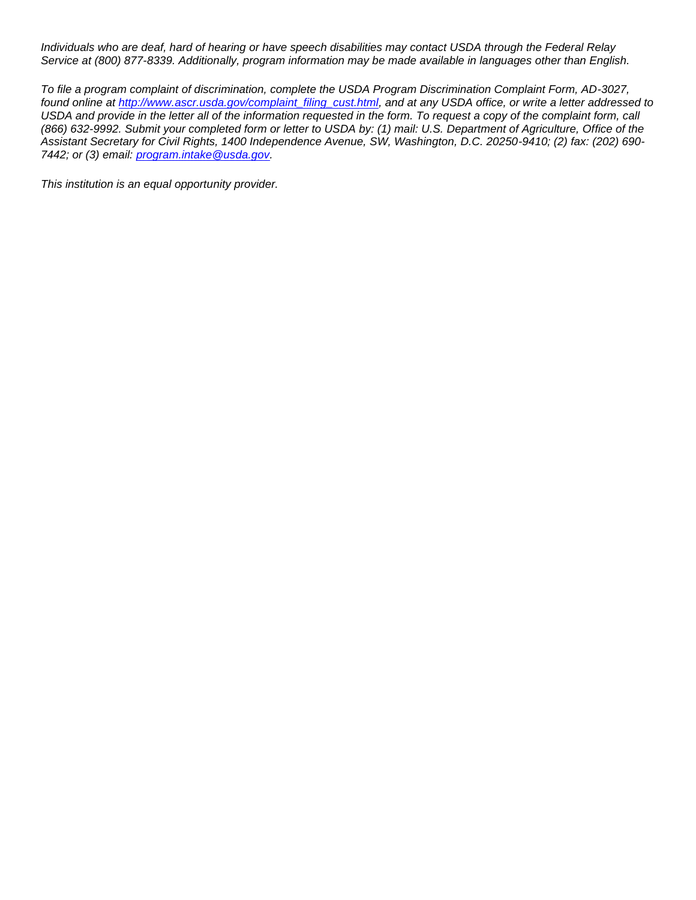*Individuals who are deaf, hard of hearing or have speech disabilities may contact USDA through the Federal Relay Service at (800) 877-8339. Additionally, program information may be made available in languages other than English.*

*To file a program complaint of discrimination, complete the USDA Program Discrimination Complaint Form, AD-3027, found online at [http://www.ascr.usda.gov/complaint_filing_cust.html](http://www.ascr.usda.gov/complaint_filing_cust.html), and at any USDA office, or write a letter addressed to USDA and provide in the letter all of the information requested in the form. To request a copy of the complaint form, call (866) 632-9992. Submit your completed form or letter to USDA by: (1) mail: U.S. Department of Agriculture, Office of the Assistant Secretary for Civil Rights, 1400 Independence Avenue, SW, Washington, D.C. 20250-9410; (2) fax: (202) 690-7442; or (3) email: [program.intake@usda.gov](mailto:program.intake@usda.gov).*

*This institution is an equal opportunity provider.*